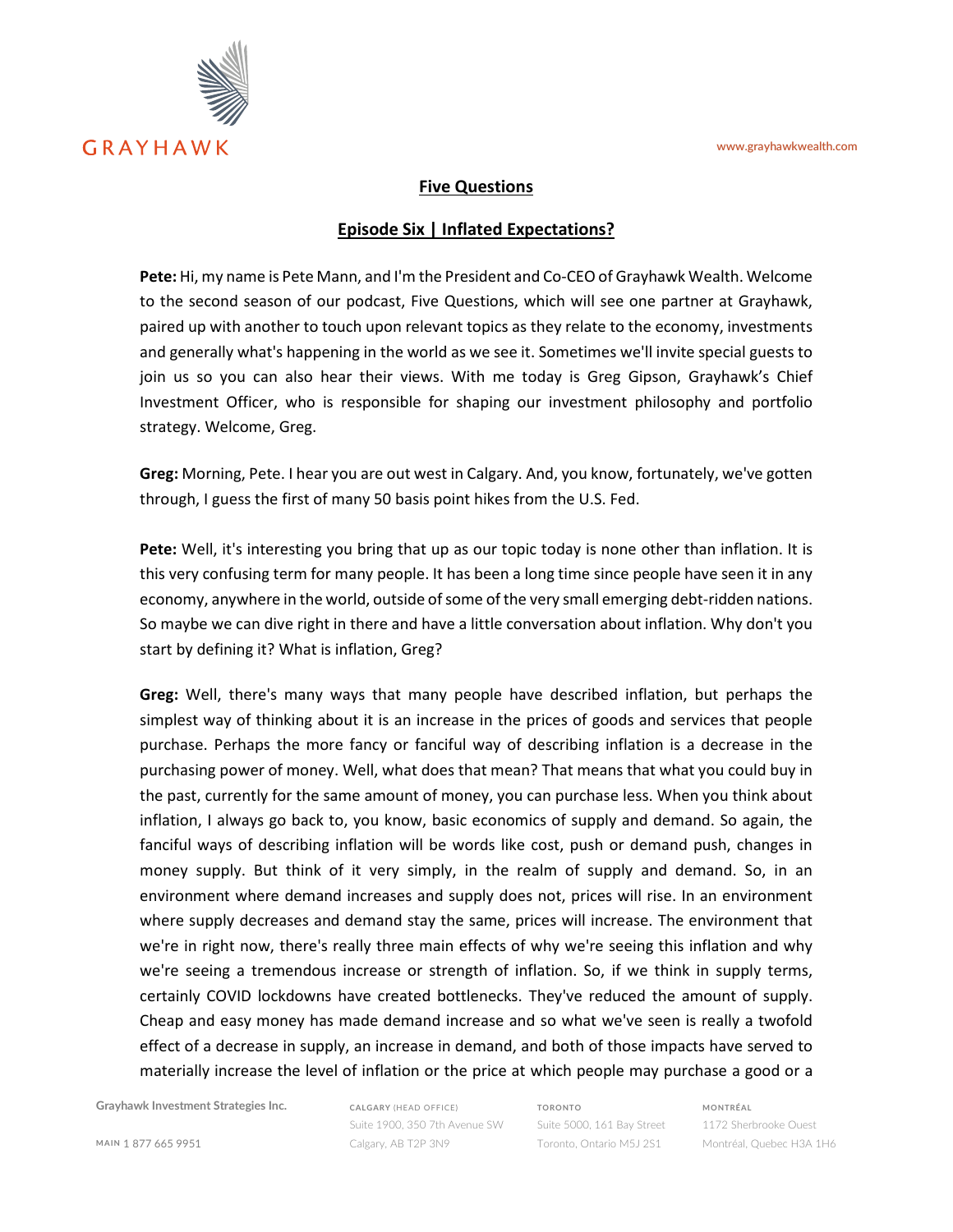## Five Questions

## Episode Six | Inflated Expectations?

**Pete:** Hi, my name is Pete Mann, and I'm the President and Co-CEO of Grayhawk Wealth. Welcome to the second season of our podcast, Five Questions, which will see one partner at Grayhawk, paired up with another to touch upon relevant topics as they relate to the economy, investments and generally what's happening in the world as we see it. Sometimes we'll invite special guests to join us so you can also hear their views. With me today is Greg Gipson, Grayhawk's Chief Investment Officer, who is responsible for shaping our investment philosophy and portfolio strategy. Welcome, Greg.

**Greg:** Morning, Pete. I hear you are out west in Calgary. And, you know, fortunately, we've gotten through, I guess the first of many 50 basis point hikes from the U.S. Fed.

**Pete:** Well, it's interesting you bring that up as our topic today is none other than inflation. It is this very confusing term for many people. It has been a long time since people have seen it in any economy, anywhere in the world, outside of some of the very small emerging debt-ridden nations. So maybe we can dive right in there and have a little conversation about inflation. Why don't you start by defining it? What is inflation, Greg?

**Greg:** Well, there's many ways that many people have described inflation, but perhaps the simplest way of thinking about it is an increase in the prices of goods and services that people purchase. Perhaps the more fancy or fanciful way of describing inflation is a decrease in the purchasing power of money. Well, what does that mean? That means that what you could buy in the past, currently for the same amount of money, you can purchase less. When you think about inflation, I always go back to, you know, basic economics of supply and demand. So again, the fanciful ways of describing inflation will be words like cost, push or demand push, changes in money supply. But think of it very simply, in the realm of supply and demand. So, in an environment where demand increases and supply does not, prices will rise. In an environment where supply decreases and demand stay the same, prices will increase. The environment that we're in right now, there's really three main effects of why we're seeing this inflation and why we're seeing a tremendous increase or strength of inflation. So, if we think in supply terms, certainly COVID lockdowns have created bottlenecks. They've reduced the amount of supply. Cheap and easy money has made demand increase and so what we've seen is really a twofold effect of a decrease in supply, an increase in demand, and both of those impacts have served to materially increase the level of inflation or the price at which people may purchase a good or a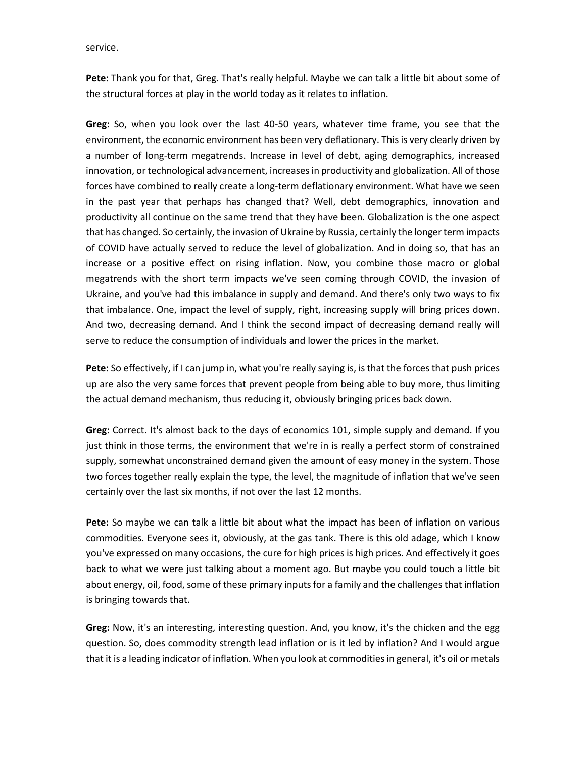service.

**Pete:** Thank you for that, Greg. That's really helpful. Maybe we can talk a little bit about some of the structural forces at play in the world today as it relates to inflation.

**Greg:** So, when you look over the last 40-50 years, whatever time frame, you see that the environment, the economic environment has been very deflationary. This is very clearly driven by a number of long-term megatrends. Increase in level of debt, aging demographics, increased innovation, or technological advancement, increases in productivity and globalization. All of those forces have combined to really create a long-term deflationary environment. What have we seen in the past year that perhaps has changed that? Well, debt demographics, innovation and productivity all continue on the same trend that they have been. Globalization is the one aspect that has changed. So certainly, the invasion of Ukraine by Russia, certainly the longer term impacts of COVID have actually served to reduce the level of globalization. And in doing so, that has an increase or a positive effect on rising inflation. Now, you combine those macro or global megatrends with the short term impacts we've seen coming through COVID, the invasion of Ukraine, and you've had this imbalance in supply and demand. And there's only two ways to fix that imbalance. One, impact the level of supply, right, increasing supply will bring prices down. And two, decreasing demand. And I think the second impact of decreasing demand really will serve to reduce the consumption of individuals and lower the prices in the market.

**Pete:** So effectively, if I can jump in, what you're really saying is, is that the forces that push prices up are also the very same forces that prevent people from being able to buy more, thus limiting the actual demand mechanism, thus reducing it, obviously bringing prices back down.

**Greg:** Correct. It's almost back to the days of economics 101, simple supply and demand. If you just think in those terms, the environment that we're in is really a perfect storm of constrained supply, somewhat unconstrained demand given the amount of easy money in the system. Those two forces together really explain the type, the level, the magnitude of inflation that we've seen certainly over the last six months, if not over the last 12 months.

**Pete:** So maybe we can talk a little bit about what the impact has been of inflation on various commodities. Everyone sees it, obviously, at the gas tank. There is this old adage, which I know you've expressed on many occasions, the cure for high prices is high prices. And effectively it goes back to what we were just talking about a moment ago. But maybe you could touch a little bit about energy, oil, food, some of these primary inputs for a family and the challenges that inflation is bringing towards that.

**Greg:** Now, it's an interesting, interesting question. And, you know, it's the chicken and the egg question. So, does commodity strength lead inflation or is it led by inflation? And I would argue that it is a leading indicator of inflation. When you look at commodities in general, it's oil or metals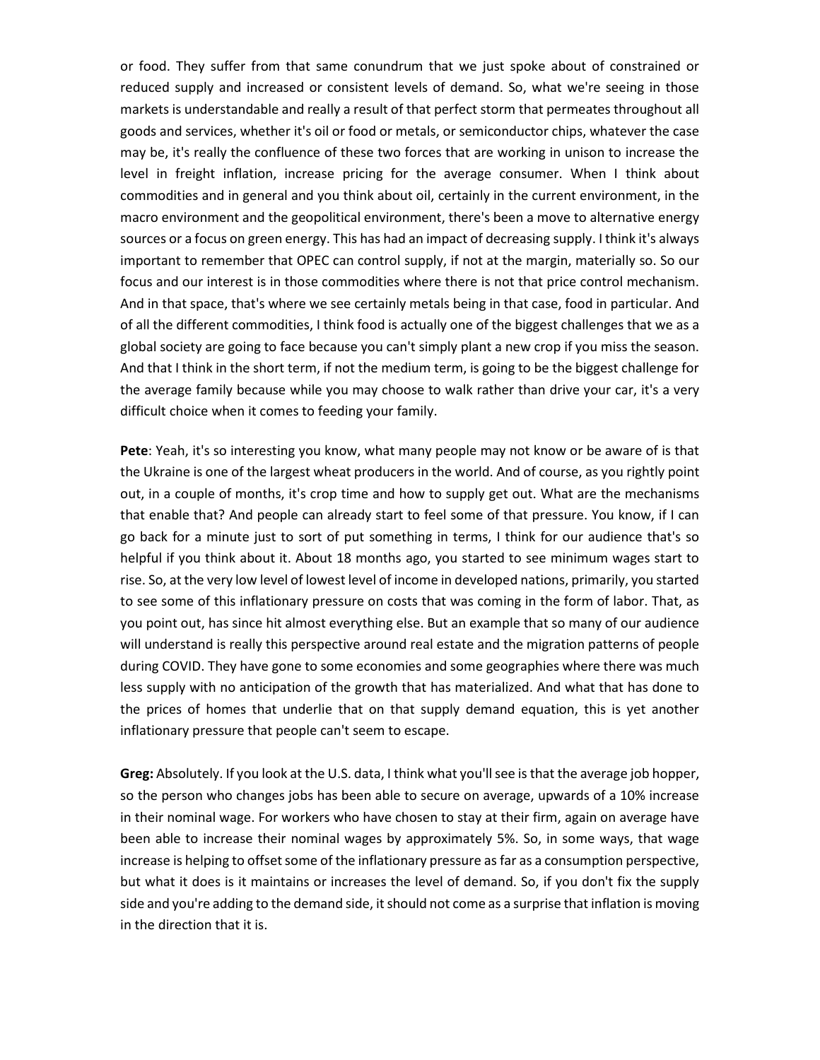or food. They suffer from that same conundrum that we just spoke about of constrained or reduced supply and increased or consistent levels of demand. So, what we're seeing in those markets is understandable and really a result of that perfect storm that permeates throughout all goods and services, whether it's oil or food or metals, or semiconductor chips, whatever the case may be, it's really the confluence of these two forces that are working in unison to increase the level in freight inflation, increase pricing for the average consumer. When I think about commodities and in general and you think about oil, certainly in the current environment, in the macro environment and the geopolitical environment, there's been a move to alternative energy sources or a focus on green energy. This has had an impact of decreasing supply. I think it's always important to remember that OPEC can control supply, if not at the margin, materially so. So our focus and our interest is in those commodities where there is not that price control mechanism. And in that space, that's where we see certainly metals being in that case, food in particular. And of all the different commodities, I think food is actually one of the biggest challenges that we as a global society are going to face because you can't simply plant a new crop if you miss the season. And that I think in the short term, if not the medium term, is going to be the biggest challenge for the average family because while you may choose to walk rather than drive your car, it's a very difficult choice when it comes to feeding your family.

**Pete**: Yeah, it's so interesting you know, what many people may not know or be aware of is that the Ukraine is one of the largest wheat producers in the world. And of course, as you rightly point out, in a couple of months, it's crop time and how to supply get out. What are the mechanisms that enable that? And people can already start to feel some of that pressure. You know, if I can go back for a minute just to sort of put something in terms, I think for our audience that's so helpful if you think about it. About 18 months ago, you started to see minimum wages start to rise. So, at the very low level of lowest level of income in developed nations, primarily, you started to see some of this inflationary pressure on costs that was coming in the form of labor. That, as you point out, has since hit almost everything else. But an example that so many of our audience will understand is really this perspective around real estate and the migration patterns of people during COVID. They have gone to some economies and some geographies where there was much less supply with no anticipation of the growth that has materialized. And what that has done to the prices of homes that underlie that on that supply demand equation, this is yet another inflationary pressure that people can't seem to escape.

**Greg:** Absolutely. If you look at the U.S. data, I think what you'll see is that the average job hopper, so the person who changes jobs has been able to secure on average, upwards of a 10% increase in their nominal wage. For workers who have chosen to stay at their firm, again on average have been able to increase their nominal wages by approximately 5%. So, in some ways, that wage increase is helping to offset some of the inflationary pressure as far as a consumption perspective, but what it does is it maintains or increases the level of demand. So, if you don't fix the supply side and you're adding to the demand side, it should not come as a surprise that inflation is moving in the direction that it is.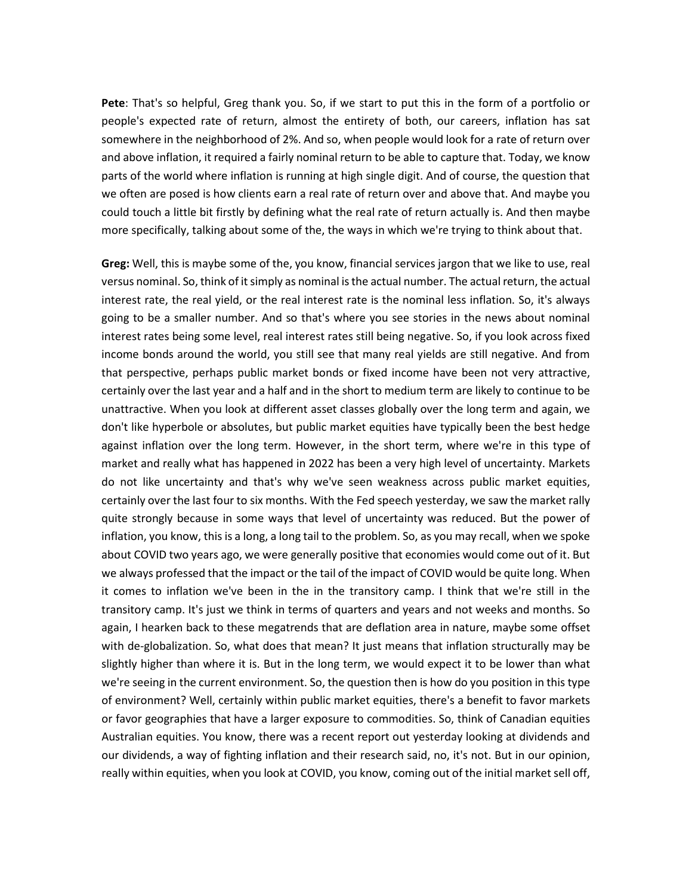**Pete**: That's so helpful, Greg thank you. So, if we start to put this in the form of a portfolio or people's expected rate of return, almost the entirety of both, our careers, inflation has sat somewhere in the neighborhood of 2%. And so, when people would look for a rate of return over and above inflation, it required a fairly nominal return to be able to capture that. Today, we know parts of the world where inflation is running at high single digit. And of course, the question that we often are posed is how clients earn a real rate of return over and above that. And maybe you could touch a little bit firstly by defining what the real rate of return actually is. And then maybe more specifically, talking about some of the, the ways in which we're trying to think about that.

**Greg:** Well, this is maybe some of the, you know, financial services jargon that we like to use, real versus nominal. So, think of it simply as nominal is the actual number. The actual return, the actual interest rate, the real yield, or the real interest rate is the nominal less inflation. So, it's always going to be a smaller number. And so that's where you see stories in the news about nominal interest rates being some level, real interest rates still being negative. So, if you look across fixed income bonds around the world, you still see that many real yields are still negative. And from that perspective, perhaps public market bonds or fixed income have been not very attractive, certainly over the last year and a half and in the short to medium term are likely to continue to be unattractive. When you look at different asset classes globally over the long term and again, we don't like hyperbole or absolutes, but public market equities have typically been the best hedge against inflation over the long term. However, in the short term, where we're in this type of market and really what has happened in 2022 has been a very high level of uncertainty. Markets do not like uncertainty and that's why we've seen weakness across public market equities, certainly over the last four to six months. With the Fed speech yesterday, we saw the market rally quite strongly because in some ways that level of uncertainty was reduced. But the power of inflation, you know, this is a long, a long tail to the problem. So, as you may recall, when we spoke about COVID two years ago, we were generally positive that economies would come out of it. But we always professed that the impact or the tail of the impact of COVID would be quite long. When it comes to inflation we've been in the in the transitory camp. I think that we're still in the transitory camp. It's just we think in terms of quarters and years and not weeks and months. So again, I hearken back to these megatrends that are deflation area in nature, maybe some offset with de-globalization. So, what does that mean? It just means that inflation structurally may be slightly higher than where it is. But in the long term, we would expect it to be lower than what we're seeing in the current environment. So, the question then is how do you position in this type of environment? Well, certainly within public market equities, there's a benefit to favor markets or favor geographies that have a larger exposure to commodities. So, think of Canadian equities Australian equities. You know, there was a recent report out yesterday looking at dividends and our dividends, a way of fighting inflation and their research said, no, it's not. But in our opinion, really within equities, when you look at COVID, you know, coming out of the initial market sell off,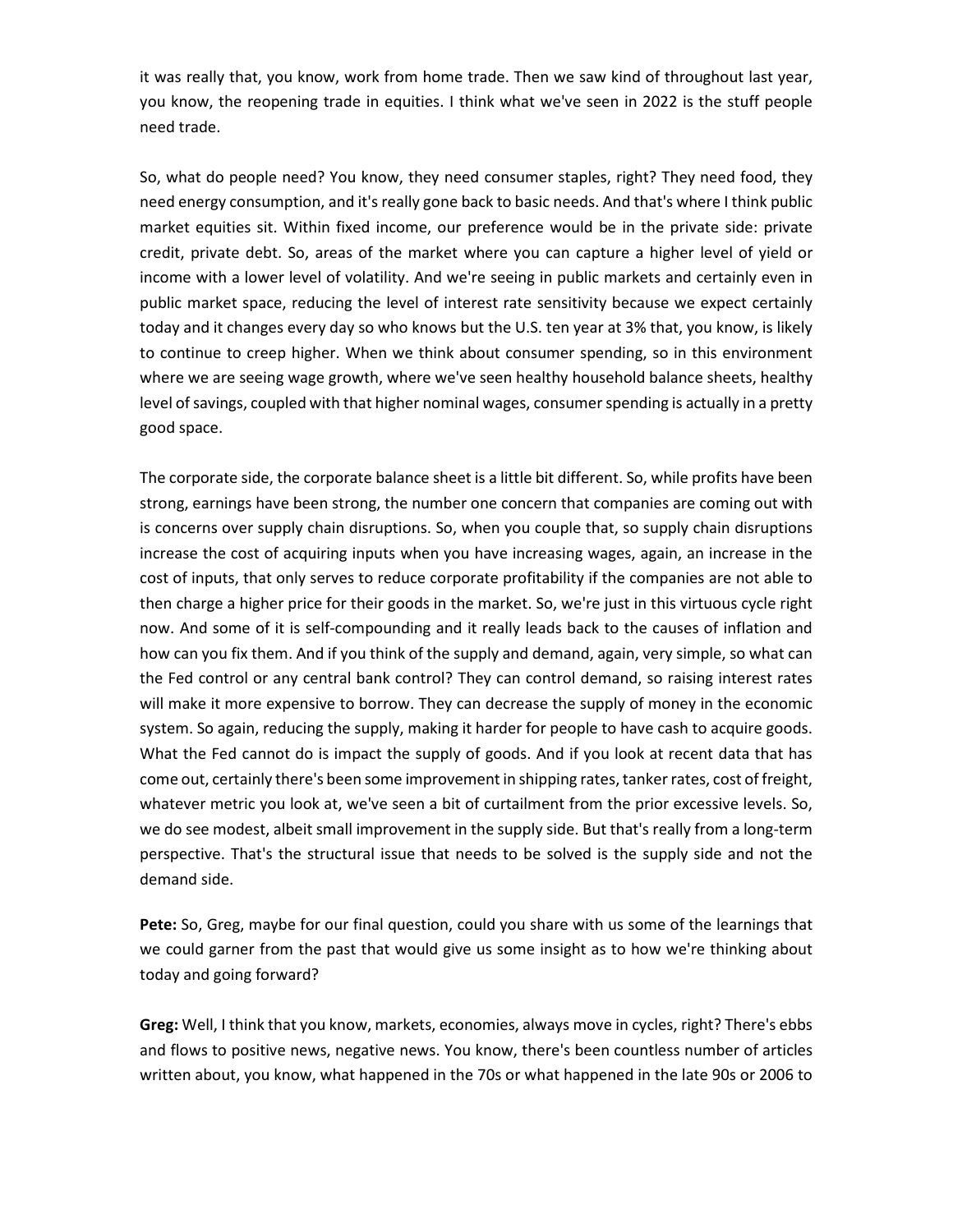it was really that, you know, work from home trade. Then we saw kind of throughout last year, you know, the reopening trade in equities. I think what we've seen in 2022 is the stuff people need trade.

So, what do people need? You know, they need consumer staples, right? They need food, they need energy consumption, and it's really gone back to basic needs. And that's where I think public market equities sit. Within fixed income, our preference would be in the private side: private credit, private debt. So, areas of the market where you can capture a higher level of yield or income with a lower level of volatility. And we're seeing in public markets and certainly even in public market space, reducing the level of interest rate sensitivity because we expect certainly today and it changes every day so who knows but the U.S. ten year at 3% that, you know, is likely to continue to creep higher. When we think about consumer spending, so in this environment where we are seeing wage growth, where we've seen healthy household balance sheets, healthy level of savings, coupled with that higher nominal wages, consumer spending is actually in a pretty good space.

The corporate side, the corporate balance sheet is a little bit different. So, while profits have been strong, earnings have been strong, the number one concern that companies are coming out with is concerns over supply chain disruptions. So, when you couple that, so supply chain disruptions increase the cost of acquiring inputs when you have increasing wages, again, an increase in the cost of inputs, that only serves to reduce corporate profitability if the companies are not able to then charge a higher price for their goods in the market. So, we're just in this virtuous cycle right now. And some of it is self-compounding and it really leads back to the causes of inflation and how can you fix them. And if you think of the supply and demand, again, very simple, so what can the Fed control or any central bank control? They can control demand, so raising interest rates will make it more expensive to borrow. They can decrease the supply of money in the economic system. So again, reducing the supply, making it harder for people to have cash to acquire goods. What the Fed cannot do is impact the supply of goods. And if you look at recent data that has come out, certainly there's been some improvement in shipping rates, tanker rates, cost of freight, whatever metric you look at, we've seen a bit of curtailment from the prior excessive levels. So, we do see modest, albeit small improvement in the supply side. But that's really from a long-term perspective. That's the structural issue that needs to be solved is the supply side and not the demand side.

**Pete:** So, Greg, maybe for our final question, could you share with us some of the learnings that we could garner from the past that would give us some insight as to how we're thinking about today and going forward?

**Greg:** Well, I think that you know, markets, economies, always move in cycles, right? There's ebbs and flows to positive news, negative news. You know, there's been countless number of articles written about, you know, what happened in the 70s or what happened in the late 90s or 2006 to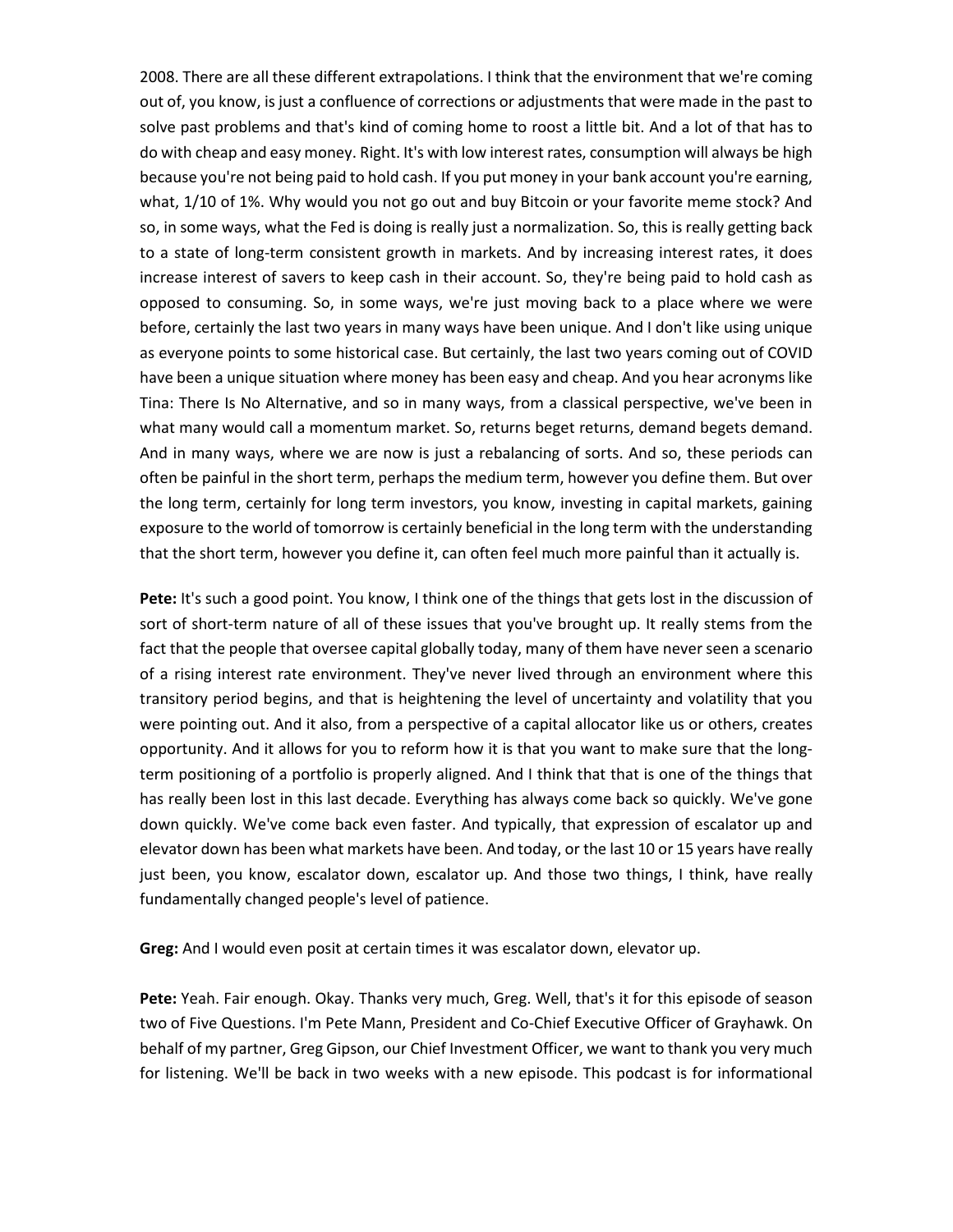2008. There are all these different extrapolations. I think that the environment that we're coming out of, you know, is just a confluence of corrections or adjustments that were made in the past to solve past problems and that's kind of coming home to roost a little bit. And a lot of that has to do with cheap and easy money. Right. It's with low interest rates, consumption will always be high because you're not being paid to hold cash. If you put money in your bank account you're earning, what, 1/10 of 1%. Why would you not go out and buy Bitcoin or your favorite meme stock? And so, in some ways, what the Fed is doing is really just a normalization. So, this is really getting back to a state of long-term consistent growth in markets. And by increasing interest rates, it does increase interest of savers to keep cash in their account. So, they're being paid to hold cash as opposed to consuming. So, in some ways, we're just moving back to a place where we were before, certainly the last two years in many ways have been unique. And I don't like using unique as everyone points to some historical case. But certainly, the last two years coming out of COVID have been a unique situation where money has been easy and cheap. And you hear acronyms like Tina: There Is No Alternative, and so in many ways, from a classical perspective, we've been in what many would call a momentum market. So, returns beget returns, demand begets demand. And in many ways, where we are now is just a rebalancing of sorts. And so, these periods can often be painful in the short term, perhaps the medium term, however you define them. But over the long term, certainly for long term investors, you know, investing in capital markets, gaining exposure to the world of tomorrow is certainly beneficial in the long term with the understanding that the short term, however you define it, can often feel much more painful than it actually is.

**Pete:** It's such a good point. You know, I think one of the things that gets lost in the discussion of sort of short-term nature of all of these issues that you've brought up. It really stems from the fact that the people that oversee capital globally today, many of them have never seen a scenario of a rising interest rate environment. They've never lived through an environment where this transitory period begins, and that is heightening the level of uncertainty and volatility that you were pointing out. And it also, from a perspective of a capital allocator like us or others, creates opportunity. And it allows for you to reform how it is that you want to make sure that the long-term positioning of a portfolio is properly aligned. And I think that that is one of the things that has really been lost in this last decade. Everything has always come back so quickly. We've gone down quickly. We've come back even faster. And typically, that expression of escalator up and elevator down has been what markets have been. And today, or the last 10 or 15 years have really just been, you know, escalator down, escalator up. And those two things, I think, have really fundamentally changed people's level of patience.

**Greg:** And I would even posit at certain times it was escalator down, elevator up.

**Pete:** Yeah. Fair enough. Okay. Thanks very much, Greg. Well, that's it for this episode of season two of Five Questions. I'm Pete Mann, President and Co-Chief Executive Officer of Grayhawk. On behalf of my partner, Greg Gipson, our Chief Investment Officer, we want to thank you very much for listening. We'll be back in two weeks with a new episode. This podcast is for informational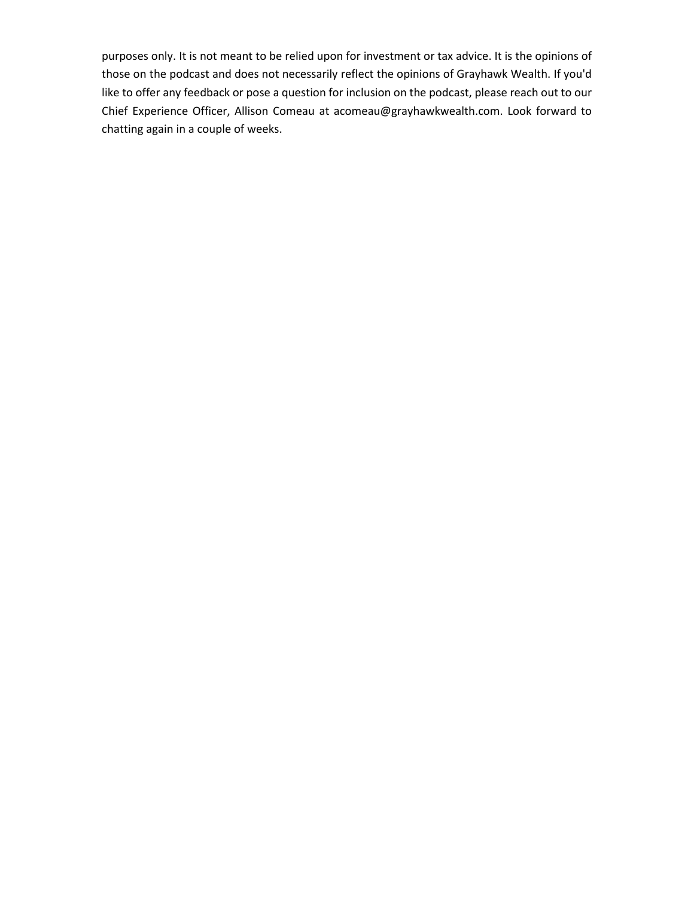purposes only. It is not meant to be relied upon for investment or tax advice. It is the opinions of those on the podcast and does not necessarily reflect the opinions of Grayhawk Wealth. If you'd like to offer any feedback or pose a question for inclusion on the podcast, please reach out to our Chief Experience Officer, Allison Comeau at acomeau@grayhawkwealth.com. Look forward to chatting again in a couple of weeks.